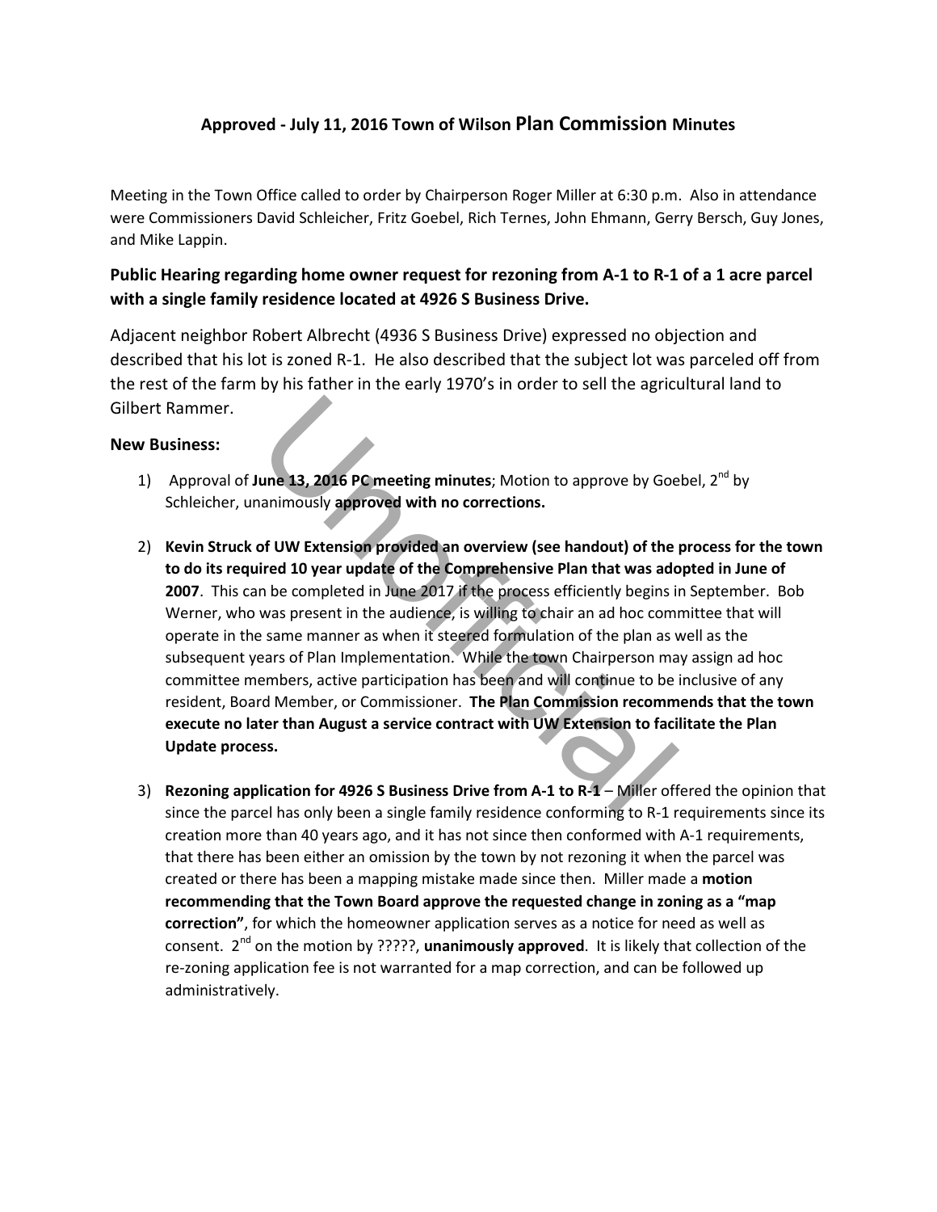# Approved - July 11, 2016 Town of Wilson Plan Commission Minutes

Meeting in the Town Office called to order by Chairperson Roger Miller at 6:30 p.m. Also in attendance were Commissioners David Schleicher, Fritz Goebel, Rich Ternes, John Ehmann, Gerry Bersch, Guy Jones, and Mike Lappin.

## Public Hearing regarding home owner request for rezoning from A-1 to R-1 of a 1 acre parcel with a single family residence located at 4926 S Business Drive.

Adjacent neighbor Robert Albrecht (4936 S Business Drive) expressed no objection and described that his lot is zoned R-1. He also described that the subject lot was parceled off from the rest of the farm by his father in the early 1970's in order to sell the agricultural land to Gilbert Rammer.

### New Business:

1) Approval of **June 13, 2016 PC meeting minutes**; Motion to approve by Goebel, 2nd by Schleicher, unanimously **approved with no corrections.**

2) **Kevin Struck of UW Extension provided an overview (see handout) of the process for the town to do its required 10 year update of the Comprehensive Plan that was adopted in June of 2007**. This can be completed in June 2017 if the process efficiently begins in September. Bob Werner, who was present in the audience, is willing to chair an ad hoc committee that will operate in the same manner as when it steered formulation of the plan as well as the subsequent years of Plan Implementation. While the town Chairperson may assign ad hoc committee members, active participation has been and will continue to be inclusive of any resident, Board Member, or Commissioner. **The Plan Commission recommends that the town execute no later than August a service contract with UW Extension to facilitate the Plan Update process.**

3) **Rezoning application for 4926 S Business Drive from A-1 to R-1** – Miller offered the opinion that since the parcel has only been a single family residence conforming to R-1 requirements since its creation more than 40 years ago, and it has not since then conformed with A-1 requirements, that there has been either an omission by the town by not rezoning it when the parcel was created or there has been a mapping mistake made since then. Miller made a **motion recommending that the Town Board approve the requested change in zoning as a "map correction"**, for which the homeowner application serves as a notice for need as well as consent. 2nd on the motion by ?????, **unanimously approved**. It is likely that collection of the re-zoning application fee is not warranted for a map correction, and can be followed up administratively.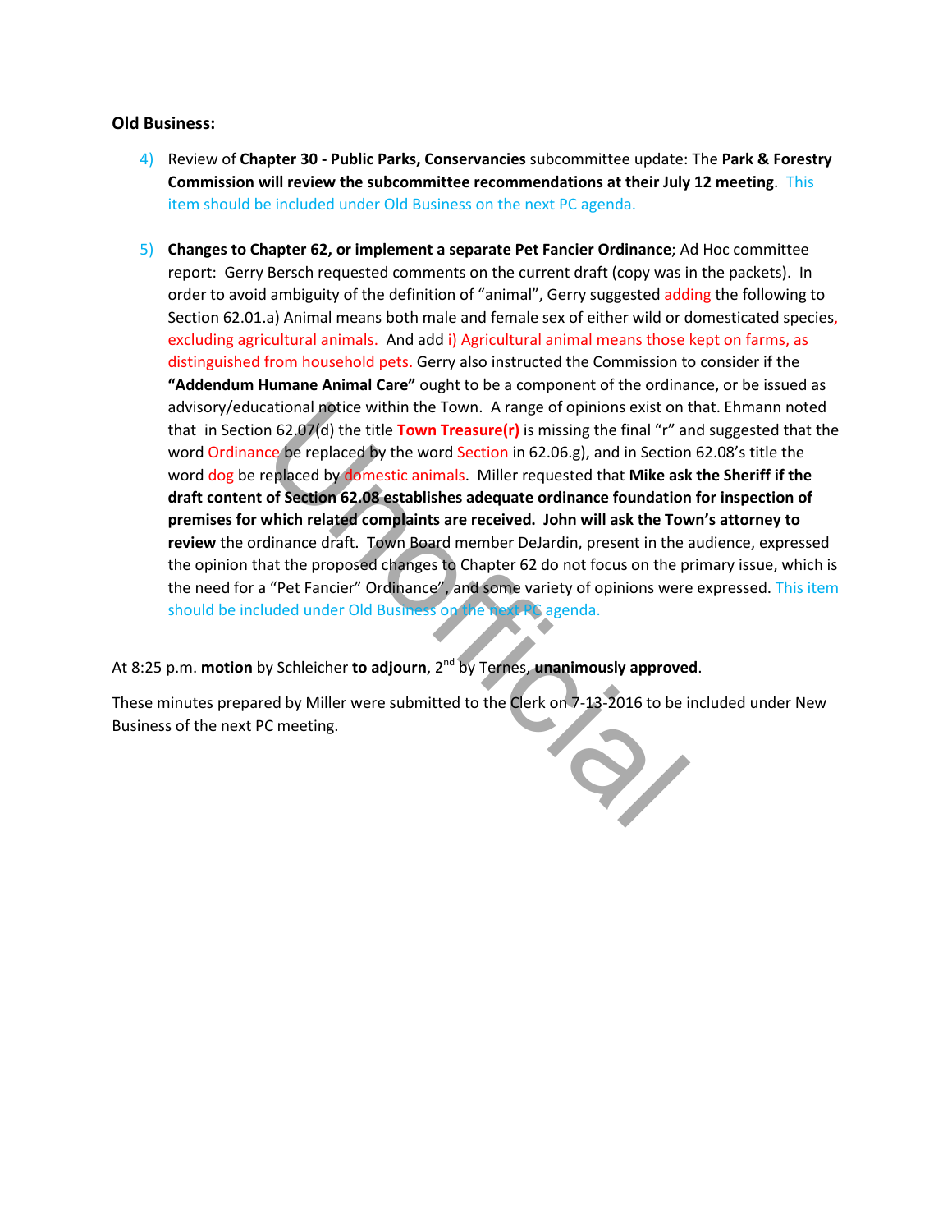**Old Business:**

4) Review of **Chapter 30 - Public Parks, Conservancies** subcommittee update: The **Park & Forestry Commission will review the subcommittee recommendations at their July 12 meeting**. This item should be included under Old Business on the next PC agenda.

5) **Changes to Chapter 62, or implement a separate Pet Fancier Ordinance**; Ad Hoc committee report: Gerry Bersch requested comments on the current draft (copy was in the packets). In order to avoid ambiguity of the definition of "animal", Gerry suggested adding the following to Section 62.01.a) Animal means both male and female sex of either wild or domesticated species, excluding agricultural animals. And add i) Agricultural animal means those kept on farms, as distinguished from household pets. Gerry also instructed the Commission to consider if the **"Addendum Humane Animal Care"** ought to be a component of the ordinance, or be issued as advisory/educational notice within the Town. A range of opinions exist on that. Ehmann noted that in Section 62.07(d) the title **Town Treasure(r)** is missing the final "r" and suggested that the word Ordinance be replaced by the word Section in 62.06.g), and in Section 62.08's title the word dog be replaced by domestic animals. Miller requested that **Mike ask the Sheriff if the draft content of Section 62.08 establishes adequate ordinance foundation for inspection of premises for which related complaints are received. John will ask the Town's attorney to review** the ordinance draft. Town Board member DeJardin, present in the audience, expressed the opinion that the proposed changes to Chapter 62 do not focus on the primary issue, which is the need for a "Pet Fancier" Ordinance", and some variety of opinions were expressed. This item should be included under Old Business on the next PC agenda.

At 8:25 p.m. **motion** by Schleicher **to adjourn**, 2nd by Ternes, **unanimously approved**.

These minutes prepared by Miller were submitted to the Clerk on 7-13-2016 to be included under New Business of the next PC meeting.